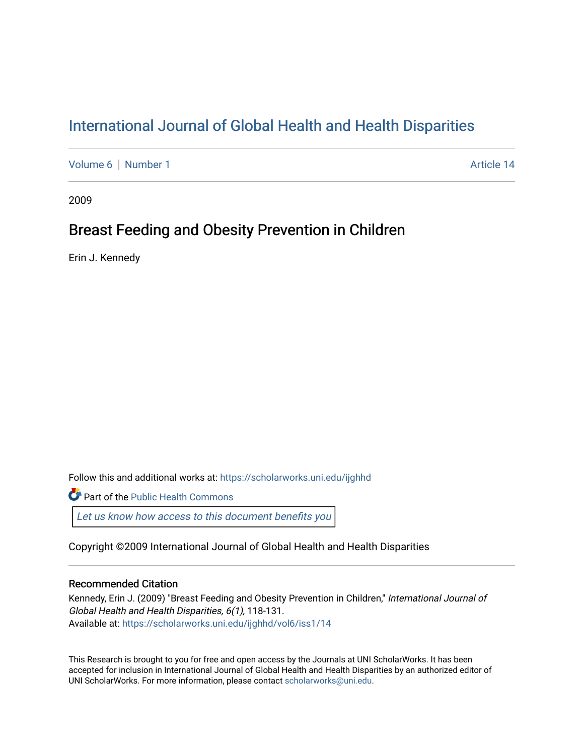# International Journal of Global Health and Health Disparities

Volume 6 | Number 1 Article 14

2009

## Breast Feeding and Obesity Prevention in Children

Erin J. Kennedy

Follow this and additional works at: https://scholarworks.uni.edu/ijghhd

Part of the Public Health Commons

Let us know how access to this document benefits you

Copyright ©2009 International Journal of Global Health and Health Disparities

### Recommended Citation

Kennedy, Erin J. (2009) "Breast Feeding and Obesity Prevention in Children," *International Journal of Global Health and Health Disparities, 6(1),* 118-131.
Available at: https://scholarworks.uni.edu/ijghhd/vol6/iss1/14

This Research is brought to you for free and open access by the Journals at UNI ScholarWorks. It has been accepted for inclusion in International Journal of Global Health and Health Disparities by an authorized editor of UNI ScholarWorks. For more information, please contact scholarworks@uni.edu.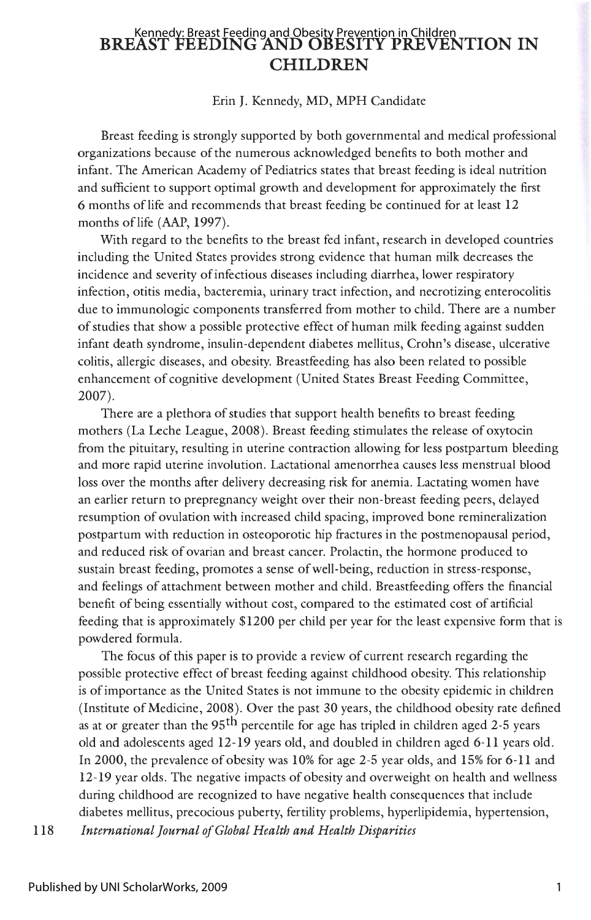# BREAST FEEDING AND OBESITY PREVENTION IN CHILDREN

Erin J. Kennedy, MD, MPH Candidate

Breast feeding is strongly supported by both governmental and medical professional organizations because of the numerous acknowledged benefits to both mother and infant. The American Academy of Pediatrics states that breast feeding is ideal nutrition and sufficient to support optimal growth and development for approximately the first 6 months of life and recommends that breast feeding be continued for at least 12 months of life (AAP, 1997).

With regard to the benefits to the breast fed infant, research in developed countries including the United States provides strong evidence that human milk decreases the incidence and severity of infectious diseases including diarrhea, lower respiratory infection, otitis media, bacteremia, urinary tract infection, and necrotizing enterocolitis due to immunologic components transferred from mother to child. There are a number of studies that show a possible protective effect of human milk feeding against sudden infant death syndrome, insulin-dependent diabetes mellitus, Crohn's disease, ulcerative colitis, allergic diseases, and obesity. Breastfeeding has also been related to possible enhancement of cognitive development (United States Breast Feeding Committee, 2007).

There are a plethora of studies that support health benefits to breast feeding mothers (La Leche League, 2008). Breast feeding stimulates the release of oxytocin from the pituitary, resulting in uterine contraction allowing for less postpartum bleeding and more rapid uterine involution. Lactational amenorrhea causes less menstrual blood loss over the months after delivery decreasing risk for anemia. Lactating women have an earlier return to prepregnancy weight over their non-breast feeding peers, delayed resumption of ovulation with increased child spacing, improved bone remineralization postpartum with reduction in osteoporotic hip fractures in the postmenopausal period, and reduced risk of ovarian and breast cancer. Prolactin, the hormone produced to sustain breast feeding, promotes a sense of well-being, reduction in stress-response, and feelings of attachment between mother and child. Breastfeeding offers the financial benefit of being essentially without cost, compared to the estimated cost of artificial feeding that is approximately $1200 per child per year for the least expensive form that is powdered formula.

The focus of this paper is to provide a review of current research regarding the possible protective effect of breast feeding against childhood obesity. This relationship is of importance as the United States is not immune to the obesity epidemic in children (Institute of Medicine, 2008). Over the past 30 years, the childhood obesity rate defined as at or greater than the 95$^{th}$ percentile for age has tripled in children aged 2-5 years old and adolescents aged 12-19 years old, and doubled in children aged 6-11 years old. In 2000, the prevalence of obesity was 10% for age 2-5 year olds, and 15% for 6-11 and 12-19 year olds. The negative impacts of obesity and overweight on health and wellness during childhood are recognized to have negative health consequences that include diabetes mellitus, precocious puberty, fertility problems, hyperlipidemia, hypertension,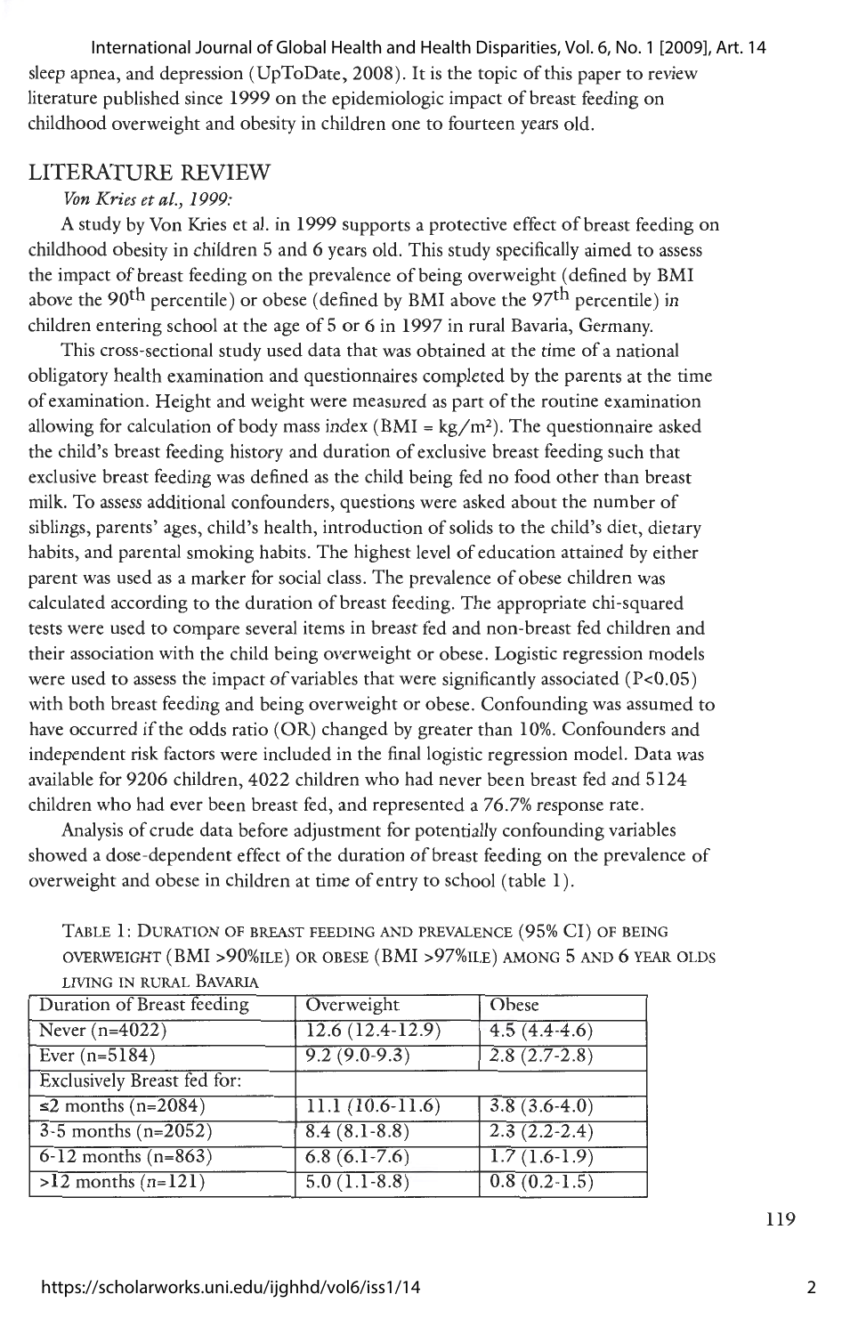sleep apnea, and depression (UpToDate, 2008). It is the topic of this paper to review literature published since 1999 on the epidemiologic impact of breast feeding on childhood overweight and obesity in children one to fourteen years old.

## LITERATURE REVIEW

*Von Kries et al., 1999:*

A study by Von Kries et al. in 1999 supports a protective effect of breast feeding on childhood obesity in children 5 and 6 years old. This study specifically aimed to assess the impact of breast feeding on the prevalence of being overweight (defined by BMI above the 90$^{th}$ percentile) or obese (defined by BMI above the 97$^{th}$ percentile) in children entering school at the age of 5 or 6 in 1997 in rural Bavaria, Germany.

This cross-sectional study used data that was obtained at the time of a national obligatory health examination and questionnaires completed by the parents at the time of examination. Height and weight were measured as part of the routine examination allowing for calculation of body mass index (BMI = $kg/m^2$). The questionnaire asked the child's breast feeding history and duration of exclusive breast feeding such that exclusive breast feeding was defined as the child being fed no food other than breast milk. To assess additional confounders, questions were asked about the number of siblings, parents' ages, child's health, introduction of solids to the child's diet, dietary habits, and parental smoking habits. The highest level of education attained by either parent was used as a marker for social class. The prevalence of obese children was calculated according to the duration of breast feeding. The appropriate chi-squared tests were used to compare several items in breast fed and non-breast fed children and their association with the child being overweight or obese. Logistic regression models were used to assess the impact of variables that were significantly associated ($P<0.05$) with both breast feeding and being overweight or obese. Confounding was assumed to have occurred if the odds ratio (OR) changed by greater than 10%. Confounders and independent risk factors were included in the final logistic regression model. Data was available for 9206 children, 4022 children who had never been breast fed and 5124 children who had ever been breast fed, and represented a 76.7% response rate.

Analysis of crude data before adjustment for potentially confounding variables showed a dose-dependent effect of the duration of breast feeding on the prevalence of overweight and obese in children at time of entry to school (table 1).

TABLE 1: DURATION OF BREAST FEEDING AND PREVALENCE (95% CI) OF BEING OVERWEIGHT (BMI >90%ILE) OR OBESE (BMI >97%ILE) AMONG 5 AND 6 YEAR OLDS LIVING IN RURAL BAVARIA

| Duration of Breast feeding | Overweight | Obese |
|---|---|---|
| Never (n=4022) | 12.6 (12.4-12.9) | 4.5 (4.4-4.6) |
| Ever (n=5184) | 9.2 (9.0-9.3) | 2.8 (2.7-2.8) |
| Exclusively Breast fed for: | | |
| ≤2 months (n=2084) | 11.1 (10.6-11.6) | 3.8 (3.6-4.0) |
| 3-5 months (n=2052) | 8.4 (8.1-8.8) | 2.3 (2.2-2.4) |
| 6-12 months (n=863) | 6.8 (6.1-7.6) | 1.7 (1.6-1.9) |
| >12 months (n=121) | 5.0 (1.1-8.8) | 0.8 (0.2-1.5) |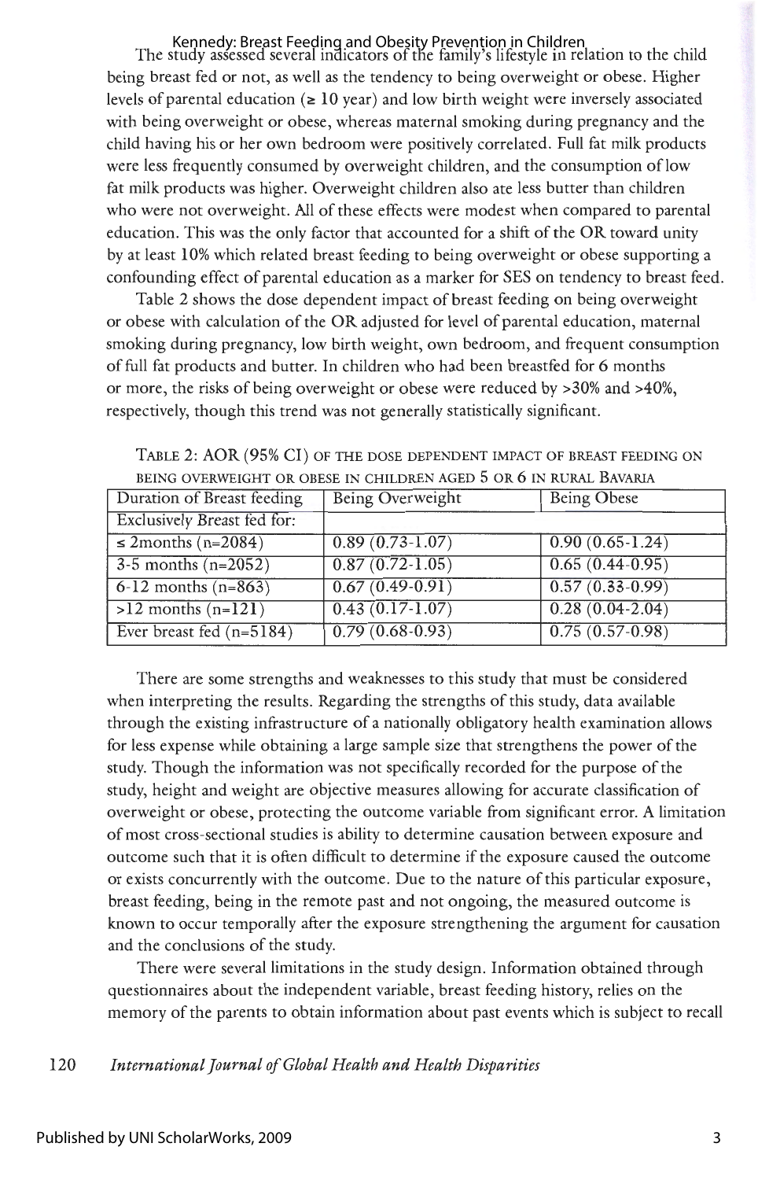The study assessed several indicators of the family's lifestyle in relation to the child being breast fed or not, as well as the tendency to being overweight or obese. Higher levels of parental education (≥ 10 year) and low birth weight were inversely associated with being overweight or obese, whereas maternal smoking during pregnancy and the child having his or her own bedroom were positively correlated. Full fat milk products were less frequently consumed by overweight children, and the consumption of low fat milk products was higher. Overweight children also ate less butter than children who were not overweight. All of these effects were modest when compared to parental education. This was the only factor that accounted for a shift of the OR toward unity by at least 10% which related breast feeding to being overweight or obese supporting a confounding effect of parental education as a marker for SES on tendency to breast feed.

Table 2 shows the dose dependent impact of breast feeding on being overweight or obese with calculation of the OR adjusted for level of parental education, maternal smoking during pregnancy, low birth weight, own bedroom, and frequent consumption of full fat products and butter. In children who had been breastfed for 6 months or more, the risks of being overweight or obese were reduced by >30% and >40%, respectively, though this trend was not generally statistically significant.

TABLE 2: AOR (95% CI) OF THE DOSE DEPENDENT IMPACT OF BREAST FEEDING ON BEING OVERWEIGHT OR OBESE IN CHILDREN AGED 5 OR 6 IN RURAL BAVARIA

| Duration of Breast feeding | Being Overweight | Being Obese |
|---|---|---|
| Exclusively Breast fed for: | | |
| ≤ 2months (n=2084) | 0.89 (0.73-1.07) | 0.90 (0.65-1.24) |
| 3-5 months (n=2052) | 0.87 (0.72-1.05) | 0.65 (0.44-0.95) |
| 6-12 months (n=863) | 0.67 (0.49-0.91) | 0.57 (0.33-0.99) |
| >12 months (n=121) | 0.43 (0.17-1.07) | 0.28 (0.04-2.04) |
| Ever breast fed (n=5184) | 0.79 (0.68-0.93) | 0.75 (0.57-0.98) |

There are some strengths and weaknesses to this study that must be considered when interpreting the results. Regarding the strengths of this study, data available through the existing infrastructure of a nationally obligatory health examination allows for less expense while obtaining a large sample size that strengthens the power of the study. Though the information was not specifically recorded for the purpose of the study, height and weight are objective measures allowing for accurate classification of overweight or obese, protecting the outcome variable from significant error. A limitation of most cross-sectional studies is ability to determine causation between exposure and outcome such that it is often difficult to determine if the exposure caused the outcome or exists concurrently with the outcome. Due to the nature of this particular exposure, breast feeding, being in the remote past and not ongoing, the measured outcome is known to occur temporally after the exposure strengthening the argument for causation and the conclusions of the study.

There were several limitations in the study design. Information obtained through questionnaires about the independent variable, breast feeding history, relies on the memory of the parents to obtain information about past events which is subject to recall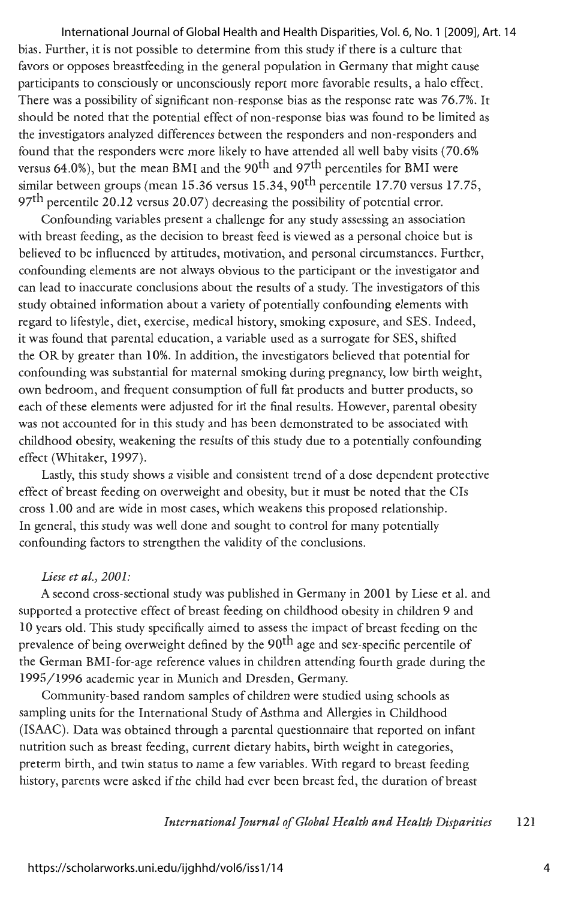bias. Further, it is not possible to determine from this study if there is a culture that favors or opposes breastfeeding in the general population in Germany that might cause participants to consciously or unconsciously report more favorable results, a halo effect. There was a possibility of significant non-response bias as the response rate was 76.7%. It should be noted that the potential effect of non-response bias was found to be limited as the investigators analyzed differences between the responders and non-responders and found that the responders were more likely to have attended all well baby visits (70.6% versus 64.0%), but the mean BMI and the $90^{th}$ and $97^{th}$ percentiles for BMI were similar between groups (mean 15.36 versus 15.34, $90^{th}$ percentile 17.70 versus 17.75, $97^{th}$ percentile 20.12 versus 20.07) decreasing the possibility of potential error.

Confounding variables present a challenge for any study assessing an association with breast feeding, as the decision to breast feed is viewed as a personal choice but is believed to be influenced by attitudes, motivation, and personal circumstances. Further, confounding elements are not always obvious to the participant or the investigator and can lead to inaccurate conclusions about the results of a study. The investigators of this study obtained information about a variety of potentially confounding elements with regard to lifestyle, diet, exercise, medical history, smoking exposure, and SES. Indeed, it was found that parental education, a variable used as a surrogate for SES, shifted the OR by greater than 10%. In addition, the investigators believed that potential for confounding was substantial for maternal smoking during pregnancy, low birth weight, own bedroom, and frequent consumption of full fat products and butter products, so each of these elements were adjusted for in the final results. However, parental obesity was not accounted for in this study and has been demonstrated to be associated with childhood obesity, weakening the results of this study due to a potentially confounding effect (Whitaker, 1997).

Lastly, this study shows a visible and consistent trend of a dose dependent protective effect of breast feeding on overweight and obesity, but it must be noted that the CIs cross 1.00 and are wide in most cases, which weakens this proposed relationship. In general, this study was well done and sought to control for many potentially confounding factors to strengthen the validity of the conclusions.

*Liese et al., 2001:*

A second cross-sectional study was published in Germany in 2001 by Liese et al. and supported a protective effect of breast feeding on childhood obesity in children 9 and 10 years old. This study specifically aimed to assess the impact of breast feeding on the prevalence of being overweight defined by the $90^{th}$ age and sex-specific percentile of the German BMI-for-age reference values in children attending fourth grade during the 1995/1996 academic year in Munich and Dresden, Germany.

Community-based random samples of children were studied using schools as sampling units for the International Study of Asthma and Allergies in Childhood (ISAAC). Data was obtained through a parental questionnaire that reported on infant nutrition such as breast feeding, current dietary habits, birth weight in categories, preterm birth, and twin status to name a few variables. With regard to breast feeding history, parents were asked if the child had ever been breast fed, the duration of breast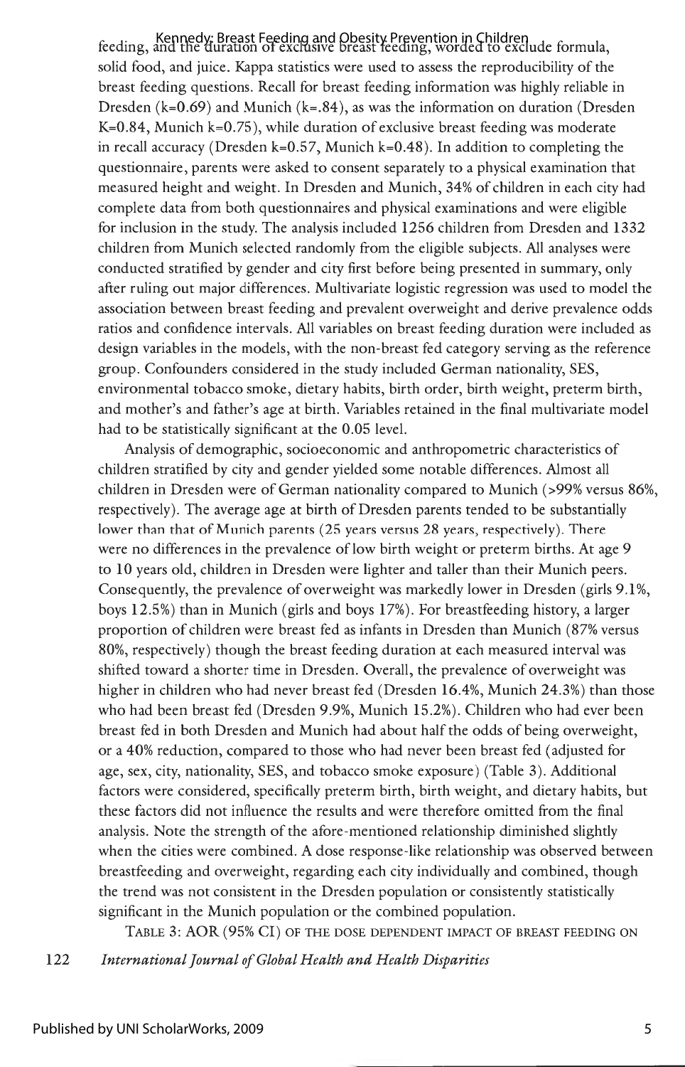feeding, and the duration of exclusive breast feeding, worded to exclude formula, solid food, and juice. Kappa statistics were used to assess the reproducibility of the breast feeding questions. Recall for breast feeding information was highly reliable in Dresden (k=0.69) and Munich (k=.84), as was the information on duration (Dresden K=0.84, Munich k=0.75), while duration of exclusive breast feeding was moderate in recall accuracy (Dresden k=0.57, Munich k=0.48). In addition to completing the questionnaire, parents were asked to consent separately to a physical examination that measured height and weight. In Dresden and Munich, 34% of children in each city had complete data from both questionnaires and physical examinations and were eligible for inclusion in the study. The analysis included 1256 children from Dresden and 1332 children from Munich selected randomly from the eligible subjects. All analyses were conducted stratified by gender and city first before being presented in summary, only after ruling out major differences. Multivariate logistic regression was used to model the association between breast feeding and prevalent overweight and derive prevalence odds ratios and confidence intervals. All variables on breast feeding duration were included as design variables in the models, with the non-breast fed category serving as the reference group. Confounders considered in the study included German nationality, SES, environmental tobacco smoke, dietary habits, birth order, birth weight, preterm birth, and mother's and father's age at birth. Variables retained in the final multivariate model had to be statistically significant at the 0.05 level.

Analysis of demographic, socioeconomic and anthropometric characteristics of children stratified by city and gender yielded some notable differences. Almost all children in Dresden were of German nationality compared to Munich (>99% versus 86%, respectively). The average age at birth of Dresden parents tended to be substantially lower than that of Munich parents (25 years versus 28 years, respectively). There were no differences in the prevalence of low birth weight or preterm births. At age 9 to 10 years old, children in Dresden were lighter and taller than their Munich peers. Consequently, the prevalence of overweight was markedly lower in Dresden (girls 9.1%, boys 12.5%) than in Munich (girls and boys 17%). For breastfeeding history, a larger proportion of children were breast fed as infants in Dresden than Munich (87% versus 80%, respectively) though the breast feeding duration at each measured interval was shifted toward a shorter time in Dresden. Overall, the prevalence of overweight was higher in children who had never breast fed (Dresden 16.4%, Munich 24.3%) than those who had been breast fed (Dresden 9.9%, Munich 15.2%). Children who had ever been breast fed in both Dresden and Munich had about half the odds of being overweight, or a 40% reduction, compared to those who had never been breast fed (adjusted for age, sex, city, nationality, SES, and tobacco smoke exposure) (Table 3). Additional factors were considered, specifically preterm birth, birth weight, and dietary habits, but these factors did not influence the results and were therefore omitted from the final analysis. Note the strength of the afore-mentioned relationship diminished slightly when the cities were combined. A dose response-like relationship was observed between breastfeeding and overweight, regarding each city individually and combined, though the trend was not consistent in the Dresden population or consistently statistically significant in the Munich population or the combined population.

TABLE 3: AOR (95% CI) OF THE DOSE DEPENDENT IMPACT OF BREAST FEEDING ON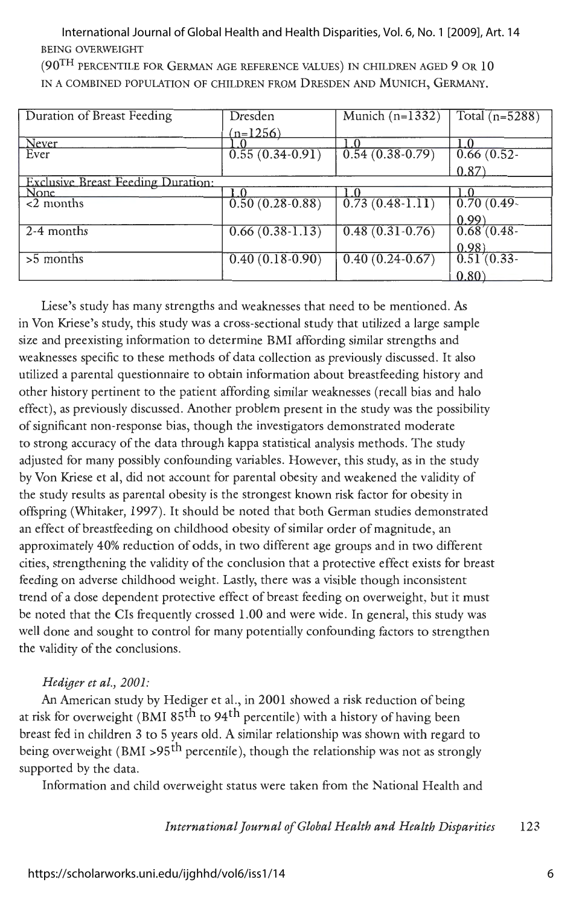BEING OVERWEIGHT (90TH PERCENTILE FOR GERMAN AGE REFERENCE VALUES) IN CHILDREN AGED 9 OR 10 IN A COMBINED POPULATION OF CHILDREN FROM DRESDEN AND MUNICH, GERMANY.

| Duration of Breast Feeding | Dresden (n=1256) | Munich (n=1332) | Total (n=5288) |
|---|---|---|---|
| Never | 1.0 | 1.0 | 1.0 |
| Ever | 0.55 (0.34-0.91) | 0.54 (0.38-0.79) | 0.66 (0.52-0.87) |
| Exclusive Breast Feeding Duration: | | | |
| None | 1.0 | 1.0 | 1.0 |
| <2 months | 0.50 (0.28-0.88) | 0.73 (0.48-1.11) | 0.70 (0.49-0.99) |
| 2-4 months | 0.66 (0.38-1.13) | 0.48 (0.31-0.76) | 0.68 (0.48-0.98) |
| >5 months | 0.40 (0.18-0.90) | 0.40 (0.24-0.67) | 0.51 (0.33-0.80) |

Liese's study has many strengths and weaknesses that need to be mentioned. As in Von Kriese's study, this study was a cross-sectional study that utilized a large sample size and preexisting information to determine BMI affording similar strengths and weaknesses specific to these methods of data collection as previously discussed. It also utilized a parental questionnaire to obtain information about breastfeeding history and other history pertinent to the patient affording similar weaknesses (recall bias and halo effect), as previously discussed. Another problem present in the study was the possibility of significant non-response bias, though the investigators demonstrated moderate to strong accuracy of the data through kappa statistical analysis methods. The study adjusted for many possibly confounding variables. However, this study, as in the study by Von Kriese et al, did not account for parental obesity and weakened the validity of the study results as parental obesity is the strongest known risk factor for obesity in offspring (Whitaker, 1997). It should be noted that both German studies demonstrated an effect of breastfeeding on childhood obesity of similar order of magnitude, an approximately 40% reduction of odds, in two different age groups and in two different cities, strengthening the validity of the conclusion that a protective effect exists for breast feeding on adverse childhood weight. Lastly, there was a visible though inconsistent trend of a dose dependent protective effect of breast feeding on overweight, but it must be noted that the CIs frequently crossed 1.00 and were wide. In general, this study was well done and sought to control for many potentially confounding factors to strengthen the validity of the conclusions.

*Hediger et al., 2001:*

An American study by Hediger et al., in 2001 showed a risk reduction of being at risk for overweight (BMI 85th to 94th percentile) with a history of having been breast fed in children 3 to 5 years old. A similar relationship was shown with regard to being overweight (BMI >95th percentile), though the relationship was not as strongly supported by the data.

Information and child overweight status were taken from the National Health and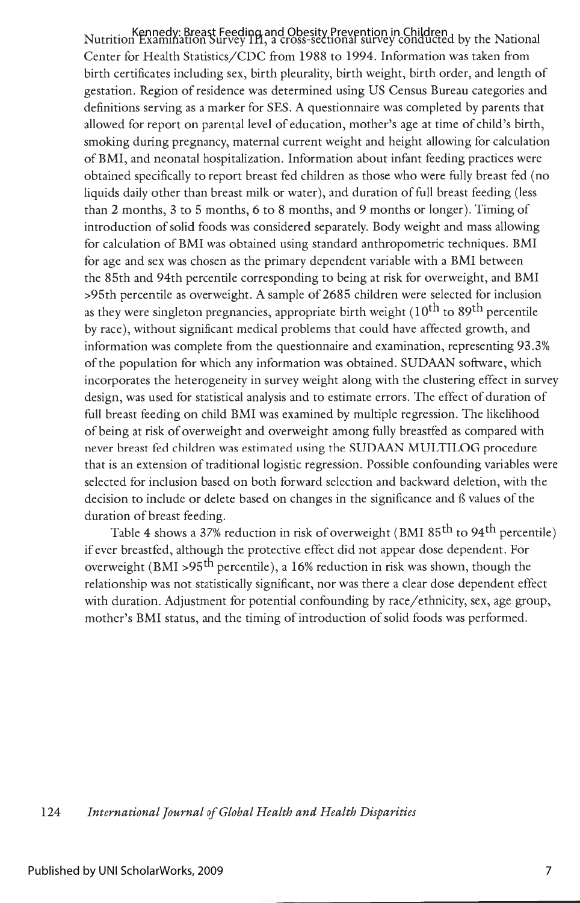Nutrition Examination Survey III, a cross-sectional survey conducted by the National Center for Health Statistics/CDC from 1988 to 1994. Information was taken from birth certificates including sex, birth pleurality, birth weight, birth order, and length of gestation. Region of residence was determined using US Census Bureau categories and definitions serving as a marker for SES. A questionnaire was completed by parents that allowed for report on parental level of education, mother's age at time of child's birth, smoking during pregnancy, maternal current weight and height allowing for calculation of BMI, and neonatal hospitalization. Information about infant feeding practices were obtained specifically to report breast fed children as those who were fully breast fed (no liquids daily other than breast milk or water), and duration of full breast feeding (less than 2 months, 3 to 5 months, 6 to 8 months, and 9 months or longer). Timing of introduction of solid foods was considered separately. Body weight and mass allowing for calculation of BMI was obtained using standard anthropometric techniques. BMI for age and sex was chosen as the primary dependent variable with a BMI between the 85th and 94th percentile corresponding to being at risk for overweight, and BMI >95th percentile as overweight. A sample of 2685 children were selected for inclusion as they were singleton pregnancies, appropriate birth weight ($10^{th}$ to $89^{th}$ percentile by race), without significant medical problems that could have affected growth, and information was complete from the questionnaire and examination, representing 93.3% of the population for which any information was obtained. SUDAAN software, which incorporates the heterogeneity in survey weight along with the clustering effect in survey design, was used for statistical analysis and to estimate errors. The effect of duration of full breast feeding on child BMI was examined by multiple regression. The likelihood of being at risk of overweight and overweight among fully breastfed as compared with never breast fed children was estimated using the SUDAAN MULTILOG procedure that is an extension of traditional logistic regression. Possible confounding variables were selected for inclusion based on both forward selection and backward deletion, with the decision to include or delete based on changes in the significance and ß values of the duration of breast feeding.

Table 4 shows a 37% reduction in risk of overweight (BMI $85^{th}$ to $94^{th}$ percentile) if ever breastfed, although the protective effect did not appear dose dependent. For overweight (BMI >$95^{th}$ percentile), a 16% reduction in risk was shown, though the relationship was not statistically significant, nor was there a clear dose dependent effect with duration. Adjustment for potential confounding by race/ethnicity, sex, age group, mother's BMI status, and the timing of introduction of solid foods was performed.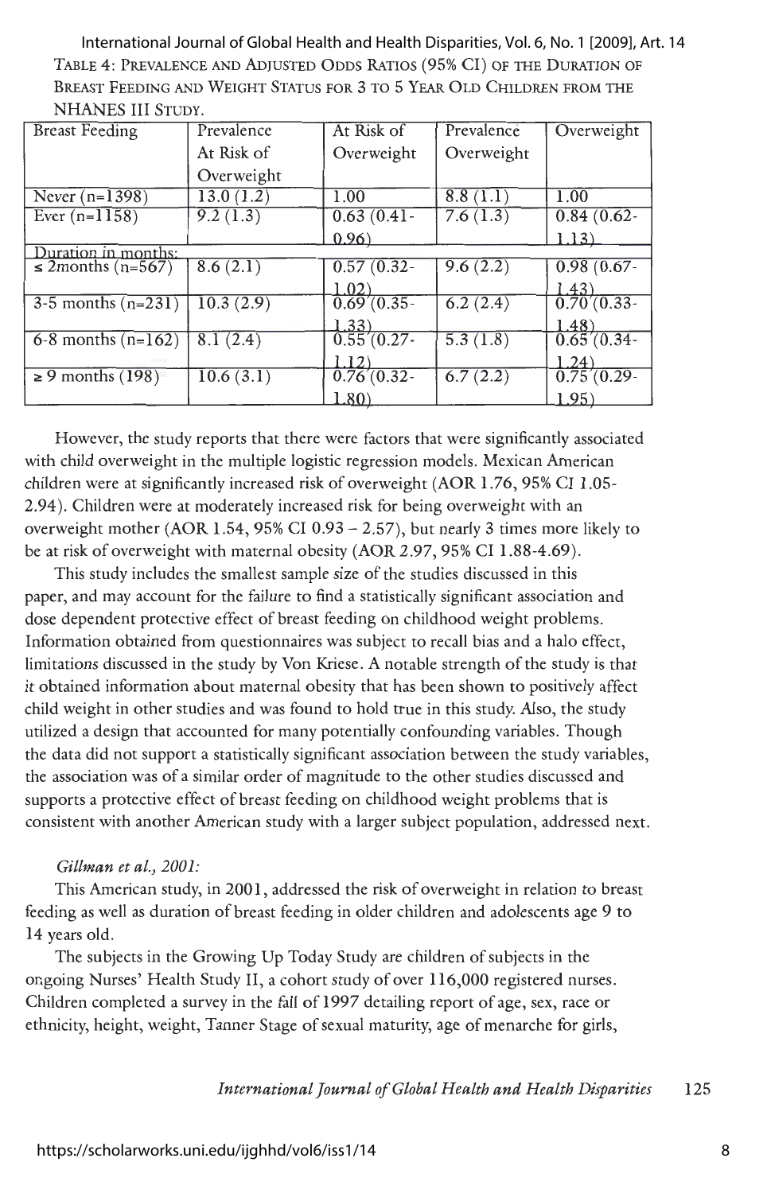TABLE 4: PREVALENCE AND ADJUSTED ODDS RATIOS (95% CI) OF THE DURATION OF BREAST FEEDING AND WEIGHT STATUS FOR 3 TO 5 YEAR OLD CHILDREN FROM THE NHANES III STUDY.

| Breast Feeding | Prevalence At Risk of Overweight | At Risk of Overweight | Prevalence Overweight | Overweight |
|---|---|---|---|---|
| Never (n=1398) | 13.0 (1.2) | 1.00 | 8.8 (1.1) | 1.00 |
| Ever (n=1158) | 9.2 (1.3) | 0.63 (0.41-0.96) | 7.6 (1.3) | 0.84 (0.62-1.13) |
| Duration in months: | | | | |
| ≤ 2months (n=567) | 8.6 (2.1) | 0.57 (0.32-1.02) | 9.6 (2.2) | 0.98 (0.67-1.43) |
| 3-5 months (n=231) | 10.3 (2.9) | 0.69 (0.35-1.33) | 6.2 (2.4) | 0.70 (0.33-1.48) |
| 6-8 months (n=162) | 8.1 (2.4) | 0.55 (0.27-1.12) | 5.3 (1.8) | 0.65 (0.34-1.24) |
| ≥ 9 months (198) | 10.6 (3.1) | 0.76 (0.32-1.80) | 6.7 (2.2) | 0.75 (0.29-1.95) |

However, the study reports that there were factors that were significantly associated with child overweight in the multiple logistic regression models. Mexican American children were at significantly increased risk of overweight (AOR 1.76, 95% CI 1.05-2.94). Children were at moderately increased risk for being overweight with an overweight mother (AOR 1.54, 95% CI 0.93 – 2.57), but nearly 3 times more likely to be at risk of overweight with maternal obesity (AOR 2.97, 95% CI 1.88-4.69).

This study includes the smallest sample size of the studies discussed in this paper, and may account for the failure to find a statistically significant association and dose dependent protective effect of breast feeding on childhood weight problems. Information obtained from questionnaires was subject to recall bias and a halo effect, limitations discussed in the study by Von Kriese. A notable strength of the study is that it obtained information about maternal obesity that has been shown to positively affect child weight in other studies and was found to hold true in this study. Also, the study utilized a design that accounted for many potentially confounding variables. Though the data did not support a statistically significant association between the study variables, the association was of a similar order of magnitude to the other studies discussed and supports a protective effect of breast feeding on childhood weight problems that is consistent with another American study with a larger subject population, addressed next.

*Gillman et al., 2001:*

This American study, in 2001, addressed the risk of overweight in relation to breast feeding as well as duration of breast feeding in older children and adolescents age 9 to 14 years old.

The subjects in the Growing Up Today Study are children of subjects in the ongoing Nurses' Health Study II, a cohort study of over 116,000 registered nurses. Children completed a survey in the fall of 1997 detailing report of age, sex, race or ethnicity, height, weight, Tanner Stage of sexual maturity, age of menarche for girls,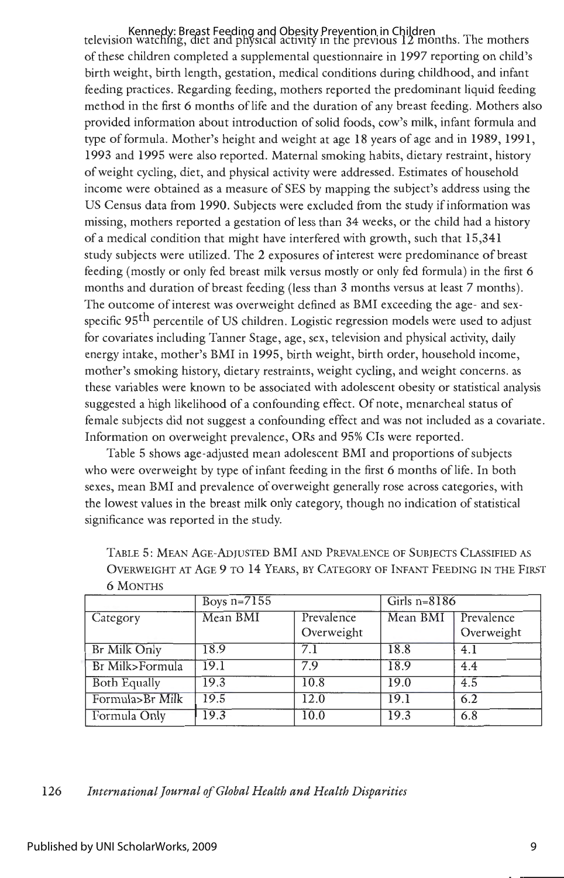television watching, diet and physical activity in the previous 12 months. The mothers of these children completed a supplemental questionnaire in 1997 reporting on child's birth weight, birth length, gestation, medical conditions during childhood, and infant feeding practices. Regarding feeding, mothers reported the predominant liquid feeding method in the first 6 months of life and the duration of any breast feeding. Mothers also provided information about introduction of solid foods, cow's milk, infant formula and type of formula. Mother's height and weight at age 18 years of age and in 1989, 1991, 1993 and 1995 were also reported. Maternal smoking habits, dietary restraint, history of weight cycling, diet, and physical activity were addressed. Estimates of household income were obtained as a measure of SES by mapping the subject's address using the US Census data from 1990. Subjects were excluded from the study if information was missing, mothers reported a gestation of less than 34 weeks, or the child had a history of a medical condition that might have interfered with growth, such that 15,341 study subjects were utilized. The 2 exposures of interest were predominance of breast feeding (mostly or only fed breast milk versus mostly or only fed formula) in the first 6 months and duration of breast feeding (less than 3 months versus at least 7 months). The outcome of interest was overweight defined as BMI exceeding the age- and sex-specific 95th percentile of US children. Logistic regression models were used to adjust for covariates including Tanner Stage, age, sex, television and physical activity, daily energy intake, mother's BMI in 1995, birth weight, birth order, household income, mother's smoking history, dietary restraints, weight cycling, and weight concerns. as these variables were known to be associated with adolescent obesity or statistical analysis suggested a high likelihood of a confounding effect. Of note, menarcheal status of female subjects did not suggest a confounding effect and was not included as a covariate. Information on overweight prevalence, ORs and 95% CIs were reported.

Table 5 shows age-adjusted mean adolescent BMI and proportions of subjects who were overweight by type of infant feeding in the first 6 months of life. In both sexes, mean BMI and prevalence of overweight generally rose across categories, with the lowest values in the breast milk only category, though no indication of statistical significance was reported in the study.

TABLE 5: MEAN AGE-ADJUSTED BMI AND PREVALENCE OF SUBJECTS CLASSIFIED AS OVERWEIGHT AT AGE 9 TO 14 YEARS, BY CATEGORY OF INFANT FEEDING IN THE FIRST 6 MONTHS

| | Boys n=7155 | | Girls n=8186 | |
|---|---|---|---|---|
| Category | Mean BMI | Prevalence Overweight | Mean BMI | Prevalence Overweight |
| Br Milk Only | 18.9 | 7.1 | 18.8 | 4.1 |
| Br Milk>Formula | 19.1 | 7.9 | 18.9 | 4.4 |
| Both Equally | 19.3 | 10.8 | 19.0 | 4.5 |
| Formula>Br Milk | 19.5 | 12.0 | 19.1 | 6.2 |
| Formula Only | 19.3 | 10.0 | 19.3 | 6.8 |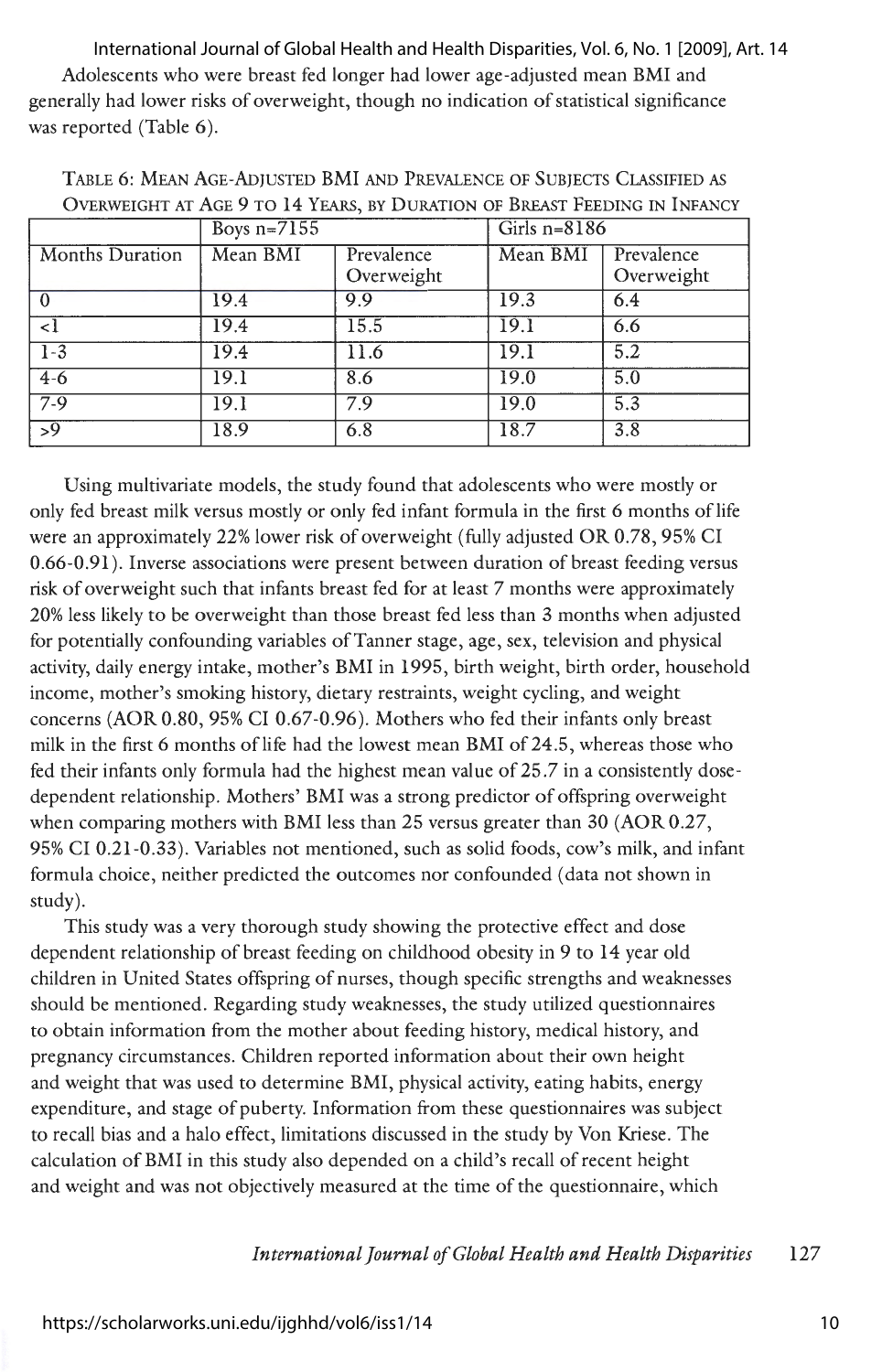Adolescents who were breast fed longer had lower age-adjusted mean BMI and generally had lower risks of overweight, though no indication of statistical significance was reported (Table 6).

TABLE 6: MEAN AGE-ADJUSTED BMI AND PREVALENCE OF SUBJECTS CLASSIFIED AS OVERWEIGHT AT AGE 9 TO 14 YEARS, BY DURATION OF BREAST FEEDING IN INFANCY

| | Boys n=7155 | | Girls n=8186 | |
|---|---|---|---|---|
| Months Duration | Mean BMI | Prevalence Overweight | Mean BMI | Prevalence Overweight |
| 0 | 19.4 | 9.9 | 19.3 | 6.4 |
| <1 | 19.4 | 15.5 | 19.1 | 6.6 |
| 1-3 | 19.4 | 11.6 | 19.1 | 5.2 |
| 4-6 | 19.1 | 8.6 | 19.0 | 5.0 |
| 7-9 | 19.1 | 7.9 | 19.0 | 5.3 |
| >9 | 18.9 | 6.8 | 18.7 | 3.8 |

Using multivariate models, the study found that adolescents who were mostly or only fed breast milk versus mostly or only fed infant formula in the first 6 months of life were an approximately 22% lower risk of overweight (fully adjusted OR 0.78, 95% CI 0.66-0.91). Inverse associations were present between duration of breast feeding versus risk of overweight such that infants breast fed for at least 7 months were approximately 20% less likely to be overweight than those breast fed less than 3 months when adjusted for potentially confounding variables of Tanner stage, age, sex, television and physical activity, daily energy intake, mother's BMI in 1995, birth weight, birth order, household income, mother's smoking history, dietary restraints, weight cycling, and weight concerns (AOR 0.80, 95% CI 0.67-0.96). Mothers who fed their infants only breast milk in the first 6 months of life had the lowest mean BMI of 24.5, whereas those who fed their infants only formula had the highest mean value of 25.7 in a consistently dose-dependent relationship. Mothers' BMI was a strong predictor of offspring overweight when comparing mothers with BMI less than 25 versus greater than 30 (AOR 0.27, 95% CI 0.21-0.33). Variables not mentioned, such as solid foods, cow's milk, and infant formula choice, neither predicted the outcomes nor confounded (data not shown in study).

This study was a very thorough study showing the protective effect and dose dependent relationship of breast feeding on childhood obesity in 9 to 14 year old children in United States offspring of nurses, though specific strengths and weaknesses should be mentioned. Regarding study weaknesses, the study utilized questionnaires to obtain information from the mother about feeding history, medical history, and pregnancy circumstances. Children reported information about their own height and weight that was used to determine BMI, physical activity, eating habits, energy expenditure, and stage of puberty. Information from these questionnaires was subject to recall bias and a halo effect, limitations discussed in the study by Von Kriese. The calculation of BMI in this study also depended on a child's recall of recent height and weight and was not objectively measured at the time of the questionnaire, which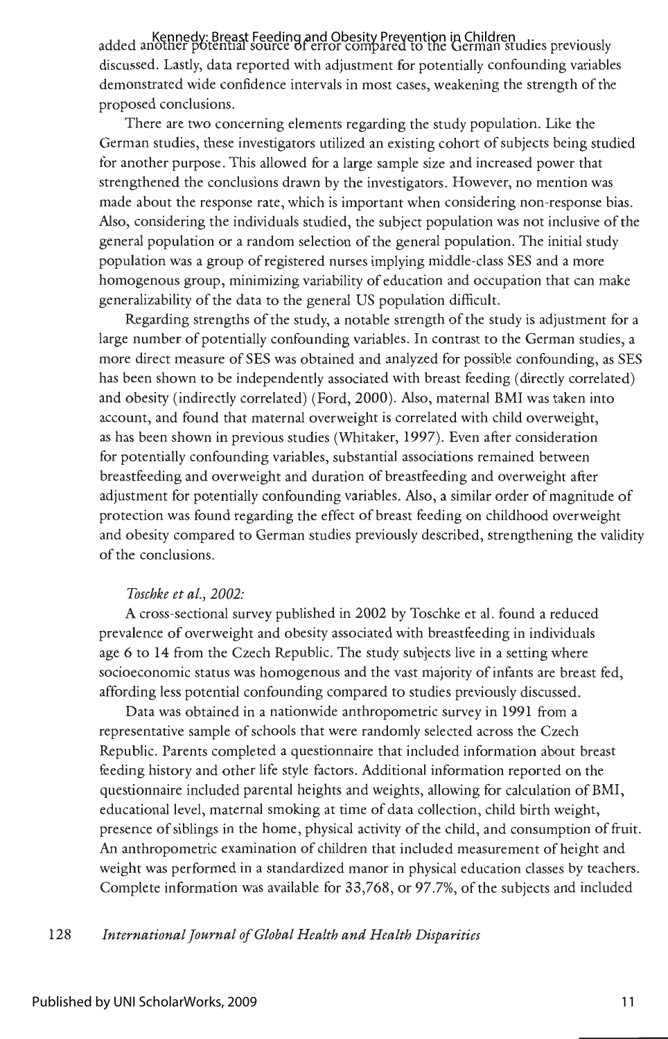added another potential source of error compared to the German studies previously discussed. Lastly, data reported with adjustment for potentially confounding variables demonstrated wide confidence intervals in most cases, weakening the strength of the proposed conclusions.

There are two concerning elements regarding the study population. Like the German studies, these investigators utilized an existing cohort of subjects being studied for another purpose. This allowed for a large sample size and increased power that strengthened the conclusions drawn by the investigators. However, no mention was made about the response rate, which is important when considering non-response bias. Also, considering the individuals studied, the subject population was not inclusive of the general population or a random selection of the general population. The initial study population was a group of registered nurses implying middle-class SES and a more homogenous group, minimizing variability of education and occupation that can make generalizability of the data to the general US population difficult.

Regarding strengths of the study, a notable strength of the study is adjustment for a large number of potentially confounding variables. In contrast to the German studies, a more direct measure of SES was obtained and analyzed for possible confounding, as SES has been shown to be independently associated with breast feeding (directly correlated) and obesity (indirectly correlated) (Ford, 2000). Also, maternal BMI was taken into account, and found that maternal overweight is correlated with child overweight, as has been shown in previous studies (Whitaker, 1997). Even after consideration for potentially confounding variables, substantial associations remained between breastfeeding and overweight and duration of breastfeeding and overweight after adjustment for potentially confounding variables. Also, a similar order of magnitude of protection was found regarding the effect of breast feeding on childhood overweight and obesity compared to German studies previously described, strengthening the validity of the conclusions.

*Toschke et al., 2002:*

A cross-sectional survey published in 2002 by Toschke et al. found a reduced prevalence of overweight and obesity associated with breastfeeding in individuals age 6 to 14 from the Czech Republic. The study subjects live in a setting where socioeconomic status was homogenous and the vast majority of infants are breast fed, affording less potential confounding compared to studies previously discussed.

Data was obtained in a nationwide anthropometric survey in 1991 from a representative sample of schools that were randomly selected across the Czech Republic. Parents completed a questionnaire that included information about breast feeding history and other life style factors. Additional information reported on the questionnaire included parental heights and weights, allowing for calculation of BMI, educational level, maternal smoking at time of data collection, child birth weight, presence of siblings in the home, physical activity of the child, and consumption of fruit. An anthropometric examination of children that included measurement of height and weight was performed in a standardized manor in physical education classes by teachers. Complete information was available for 33,768, or 97.7%, of the subjects and included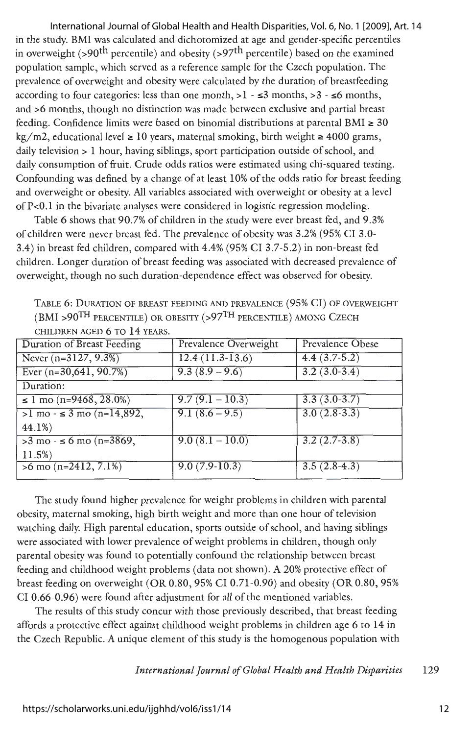in the study. BMI was calculated and dichotomized at age and gender-specific percentiles in overweight (>90th percentile) and obesity (>97th percentile) based on the examined population sample, which served as a reference sample for the Czech population. The prevalence of overweight and obesity were calculated by the duration of breastfeeding according to four categories: less than one month, >1 - ≤3 months, >3 - ≤6 months, and >6 months, though no distinction was made between exclusive and partial breast feeding. Confidence limits were based on binomial distributions at parental BMI ≥ 30 kg/m2, educational level ≥ 10 years, maternal smoking, birth weight ≥ 4000 grams, daily television > 1 hour, having siblings, sport participation outside of school, and daily consumption of fruit. Crude odds ratios were estimated using chi-squared testing. Confounding was defined by a change of at least 10% of the odds ratio for breast feeding and overweight or obesity. All variables associated with overweight or obesity at a level of P<0.1 in the bivariate analyses were considered in logistic regression modeling.

Table 6 shows that 90.7% of children in the study were ever breast fed, and 9.3% of children were never breast fed. The prevalence of obesity was 3.2% (95% CI 3.0-3.4) in breast fed children, compared with 4.4% (95% CI 3.7-5.2) in non-breast fed children. Longer duration of breast feeding was associated with decreased prevalence of overweight, though no such duration-dependence effect was observed for obesity.

TABLE 6: DURATION OF BREAST FEEDING AND PREVALENCE (95% CI) OF OVERWEIGHT (BMI >90TH PERCENTILE) OR OBESITY (>97TH PERCENTILE) AMONG CZECH CHILDREN AGED 6 TO 14 YEARS.

| Duration of Breast Feeding | Prevalence Overweight | Prevalence Obese |
|---|---|---|
| Never (n=3127, 9.3%) | 12.4 (11.3-13.6) | 4.4 (3.7-5.2) |
| Ever (n=30,641, 90.7%) | 9.3 (8.9 – 9.6) | 3.2 (3.0-3.4) |
| Duration: | | |
| ≤ 1 mo (n=9468, 28.0%) | 9.7 (9.1 – 10.3) | 3.3 (3.0-3.7) |
| >1 mo - ≤ 3 mo (n=14,892, 44.1%) | 9.1 (8.6 – 9.5) | 3.0 (2.8-3.3) |
| >3 mo - ≤ 6 mo (n=3869, 11.5%) | 9.0 (8.1 – 10.0) | 3.2 (2.7-3.8) |
| >6 mo (n=2412, 7.1%) | 9.0 (7.9-10.3) | 3.5 (2.8-4.3) |

The study found higher prevalence for weight problems in children with parental obesity, maternal smoking, high birth weight and more than one hour of television watching daily. High parental education, sports outside of school, and having siblings were associated with lower prevalence of weight problems in children, though only parental obesity was found to potentially confound the relationship between breast feeding and childhood weight problems (data not shown). A 20% protective effect of breast feeding on overweight (OR 0.80, 95% CI 0.71-0.90) and obesity (OR 0.80, 95% CI 0.66-0.96) were found after adjustment for all of the mentioned variables.

The results of this study concur with those previously described, that breast feeding affords a protective effect against childhood weight problems in children age 6 to 14 in the Czech Republic. A unique element of this study is the homogenous population with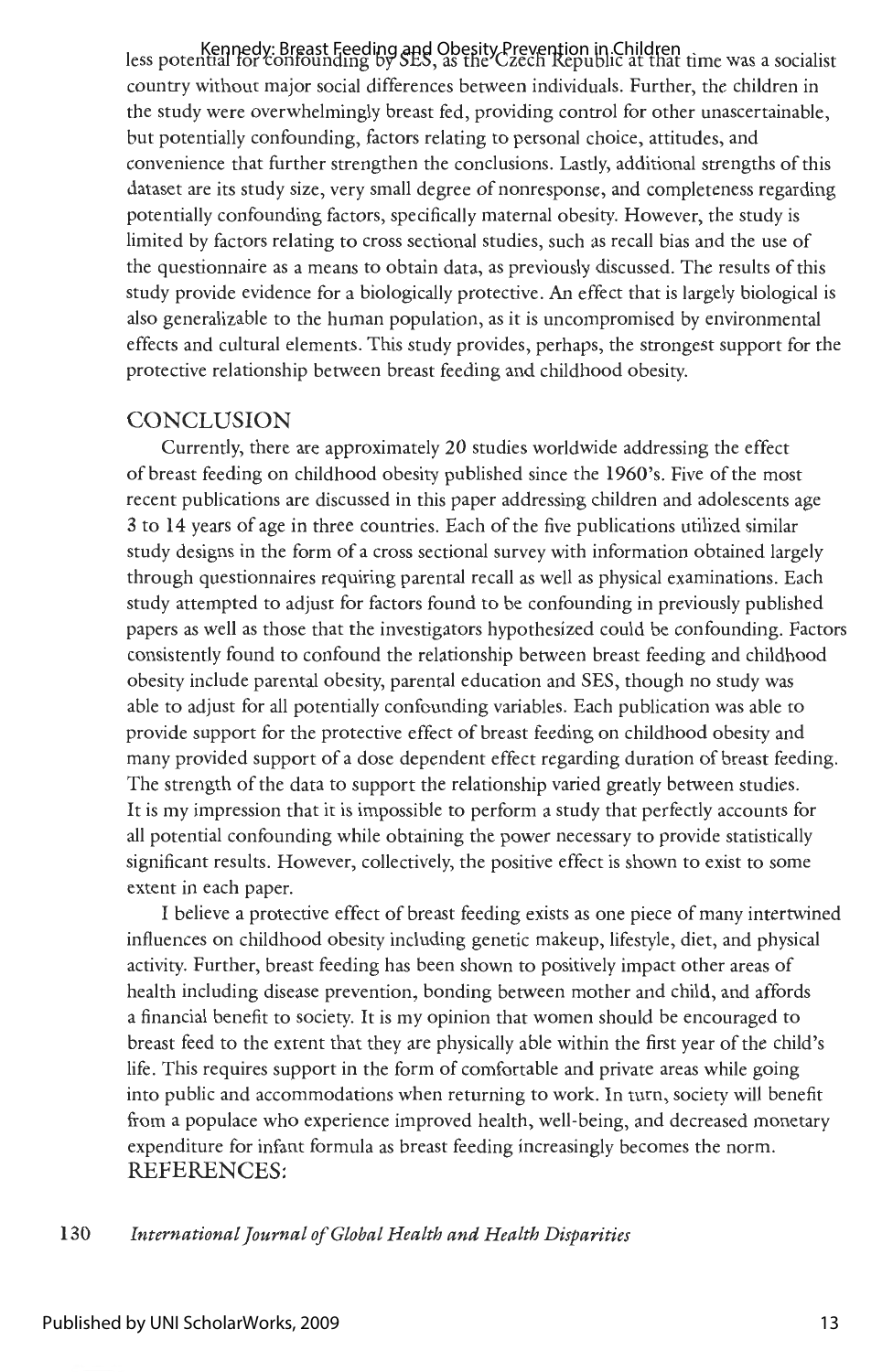less potential for confounding by SES, as the Czech Republic at that time was a socialist country without major social differences between individuals. Further, the children in the study were overwhelmingly breast fed, providing control for other unascertainable, but potentially confounding, factors relating to personal choice, attitudes, and convenience that further strengthen the conclusions. Lastly, additional strengths of this dataset are its study size, very small degree of nonresponse, and completeness regarding potentially confounding factors, specifically maternal obesity. However, the study is limited by factors relating to cross sectional studies, such as recall bias and the use of the questionnaire as a means to obtain data, as previously discussed. The results of this study provide evidence for a biologically protective. An effect that is largely biological is also generalizable to the human population, as it is uncompromised by environmental effects and cultural elements. This study provides, perhaps, the strongest support for the protective relationship between breast feeding and childhood obesity.

## CONCLUSION

Currently, there are approximately 20 studies worldwide addressing the effect of breast feeding on childhood obesity published since the 1960's. Five of the most recent publications are discussed in this paper addressing children and adolescents age 3 to 14 years of age in three countries. Each of the five publications utilized similar study designs in the form of a cross sectional survey with information obtained largely through questionnaires requiring parental recall as well as physical examinations. Each study attempted to adjust for factors found to be confounding in previously published papers as well as those that the investigators hypothesized could be confounding. Factors consistently found to confound the relationship between breast feeding and childhood obesity include parental obesity, parental education and SES, though no study was able to adjust for all potentially confounding variables. Each publication was able to provide support for the protective effect of breast feeding on childhood obesity and many provided support of a dose dependent effect regarding duration of breast feeding. The strength of the data to support the relationship varied greatly between studies. It is my impression that it is impossible to perform a study that perfectly accounts for all potential confounding while obtaining the power necessary to provide statistically significant results. However, collectively, the positive effect is shown to exist to some extent in each paper.

I believe a protective effect of breast feeding exists as one piece of many intertwined influences on childhood obesity including genetic makeup, lifestyle, diet, and physical activity. Further, breast feeding has been shown to positively impact other areas of health including disease prevention, bonding between mother and child, and affords a financial benefit to society. It is my opinion that women should be encouraged to breast feed to the extent that they are physically able within the first year of the child's life. This requires support in the form of comfortable and private areas while going into public and accommodations when returning to work. In turn, society will benefit from a populace who experience improved health, well-being, and decreased monetary expenditure for infant formula as breast feeding increasingly becomes the norm.

## REFERENCES: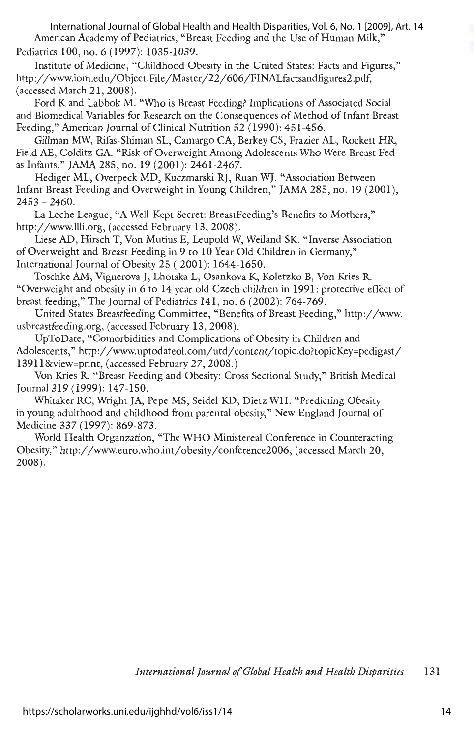American Academy of Pediatrics, "Breast Feeding and the Use of Human Milk," Pediatrics 100, no. 6 (1997): 1035-1039.

Institute of Medicine, "Childhood Obesity in the United States: Facts and Figures," http://www.iom.edu/Object.File/Master/22/606/FINALfactsandfigures2.pdf, (accessed March 21, 2008).

Ford K and Labbok M. "Who is Breast Feeding? Implications of Associated Social and Biomedical Variables for Research on the Consequences of Method of Infant Breast Feeding," American Journal of Clinical Nutrition 52 (1990): 451-456.

Gillman MW, Rifas-Shiman SL, Camargo CA, Berkey CS, Frazier AL, Rockett HR, Field AE, Colditz GA. "Risk of Overweight Among Adolescents Who Were Breast Fed as Infants," JAMA 285, no. 19 (2001): 2461-2467.

Hediger ML, Overpeck MD, Kuczmarski RJ, Ruan WJ. "Association Between Infant Breast Feeding and Overweight in Young Children," JAMA 285, no. 19 (2001), 2453 - 2460.

La Leche League, "A Well-Kept Secret: BreastFeeding's Benefits to Mothers," http://www.llli.org, (accessed February 13, 2008).

Liese AD, Hirsch T, Von Mutius E, Leupold W, Weiland SK. "Inverse Association of Overweight and Breast Feeding in 9 to 10 Year Old Children in Germany," International Journal of Obesity 25 ( 2001): 1644-1650.

Toschke AM, Vignerova J, Lhotska L, Osankova K, Koletzko B, Von Kries R. "Overweight and obesity in 6 to 14 year old Czech children in 1991: protective effect of breast feeding," The Journal of Pediatrics 141, no. 6 (2002): 764-769.

United States Breastfeeding Committee, "Benefits of Breast Feeding," http://www.usbreastfeeding.org, (accessed February 13, 2008).

UpToDate, "Comorbidities and Complications of Obesity in Children and Adolescents," http://www.uptodateol.com/utd/content/topic.do?topicKey=pedigast/13911&view=print, (accessed February 27, 2008.)

Von Kries R. "Breast Feeding and Obesity: Cross Sectional Study," British Medical Journal 319 (1999): 147-150.

Whitaker RC, Wright JA, Pepe MS, Seidel KD, Dietz WH. "Predicting Obesity in young adulthood and childhood from parental obesity," New England Journal of Medicine 337 (1997): 869-873.

World Health Organzation, "The WHO Ministereal Conference in Counteracting Obesity," http://www.euro.who.int/obesity/conference2006, (accessed March 20, 2008).